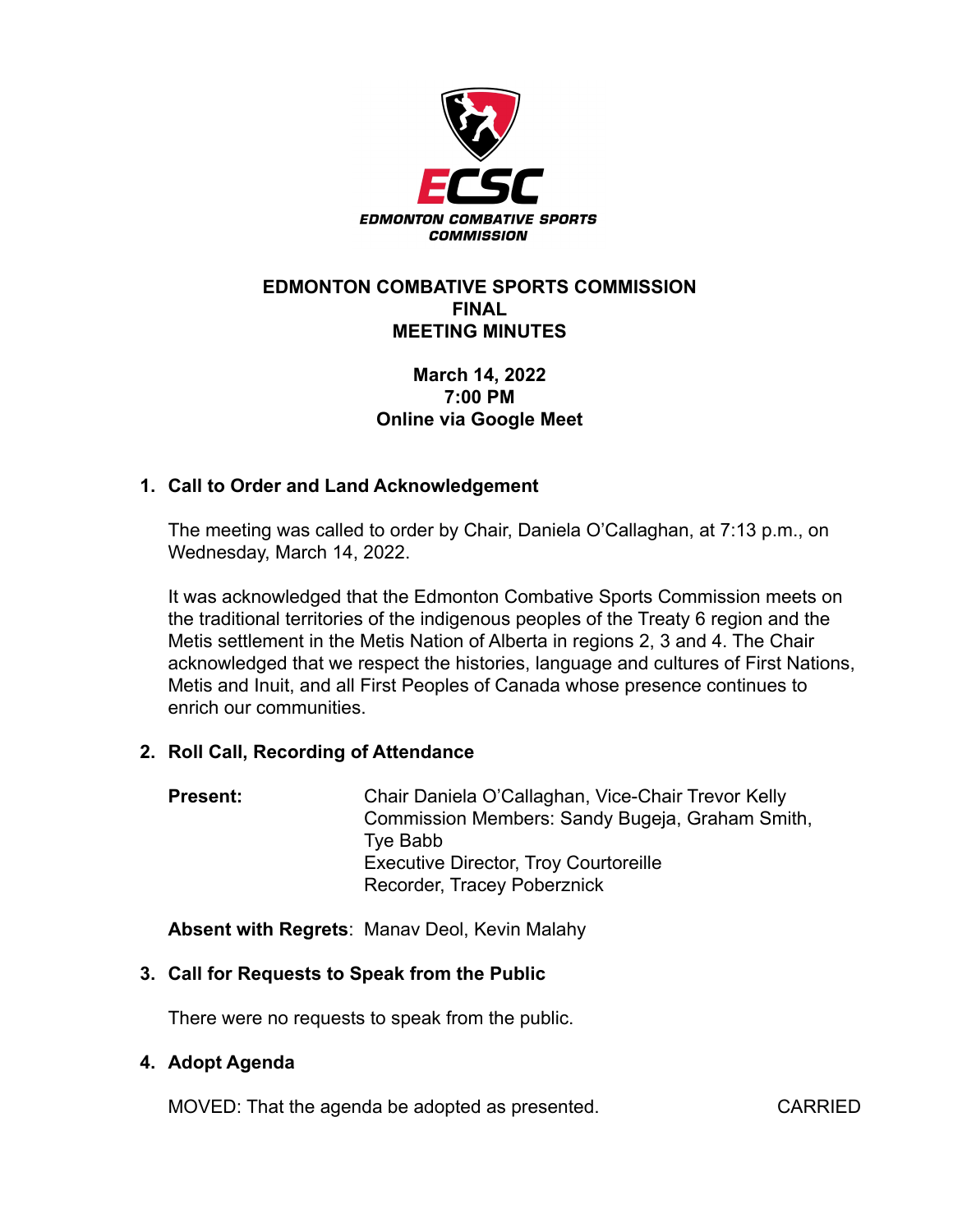EDMONTON COMBATIVE SPORTS COMMISSION

# EDMONTON COMBATIVE SPORTS COMMISSION
# FINAL
# MEETING MINUTES

**March 14, 2022**
**7:00 PM**
**Online via Google Meet**

## 1. Call to Order and Land Acknowledgement

The meeting was called to order by Chair, Daniela O'Callaghan, at 7:13 p.m., on Wednesday, March 14, 2022.

It was acknowledged that the Edmonton Combative Sports Commission meets on the traditional territories of the indigenous peoples of the Treaty 6 region and the Metis settlement in the Metis Nation of Alberta in regions 2, 3 and 4. The Chair acknowledged that we respect the histories, language and cultures of First Nations, Metis and Inuit, and all First Peoples of Canada whose presence continues to enrich our communities.

## 2. Roll Call, Recording of Attendance

**Present:** Chair Daniela O'Callaghan, Vice-Chair Trevor Kelly
Commission Members: Sandy Bugeja, Graham Smith, Tye Babb
Executive Director, Troy Courtoreille
Recorder, Tracey Poberznick

**Absent with Regrets**: Manav Deol, Kevin Malahy

## 3. Call for Requests to Speak from the Public

There were no requests to speak from the public.

## 4. Adopt Agenda

MOVED: That the agenda be adopted as presented. CARRIED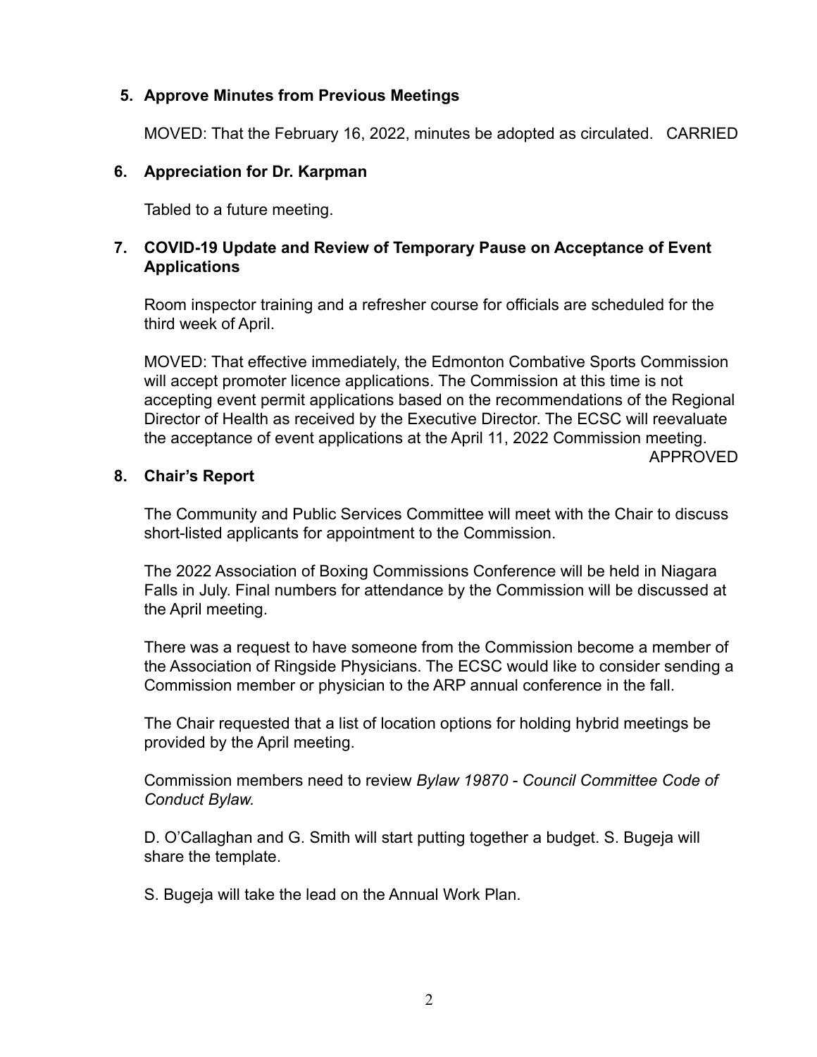**5. Approve Minutes from Previous Meetings**

MOVED: That the February 16, 2022, minutes be adopted as circulated. CARRIED

**6. Appreciation for Dr. Karpman**

Tabled to a future meeting.

**7. COVID-19 Update and Review of Temporary Pause on Acceptance of Event Applications**

Room inspector training and a refresher course for officials are scheduled for the third week of April.

MOVED: That effective immediately, the Edmonton Combative Sports Commission will accept promoter licence applications. The Commission at this time is not accepting event permit applications based on the recommendations of the Regional Director of Health as received by the Executive Director. The ECSC will reevaluate the acceptance of event applications at the April 11, 2022 Commission meeting. APPROVED

**8. Chair's Report**

The Community and Public Services Committee will meet with the Chair to discuss short-listed applicants for appointment to the Commission.

The 2022 Association of Boxing Commissions Conference will be held in Niagara Falls in July. Final numbers for attendance by the Commission will be discussed at the April meeting.

There was a request to have someone from the Commission become a member of the Association of Ringside Physicians. The ECSC would like to consider sending a Commission member or physician to the ARP annual conference in the fall.

The Chair requested that a list of location options for holding hybrid meetings be provided by the April meeting.

Commission members need to review *Bylaw 19870 - Council Committee Code of Conduct Bylaw.*

D. O'Callaghan and G. Smith will start putting together a budget. S. Bugeja will share the template.

S. Bugeja will take the lead on the Annual Work Plan.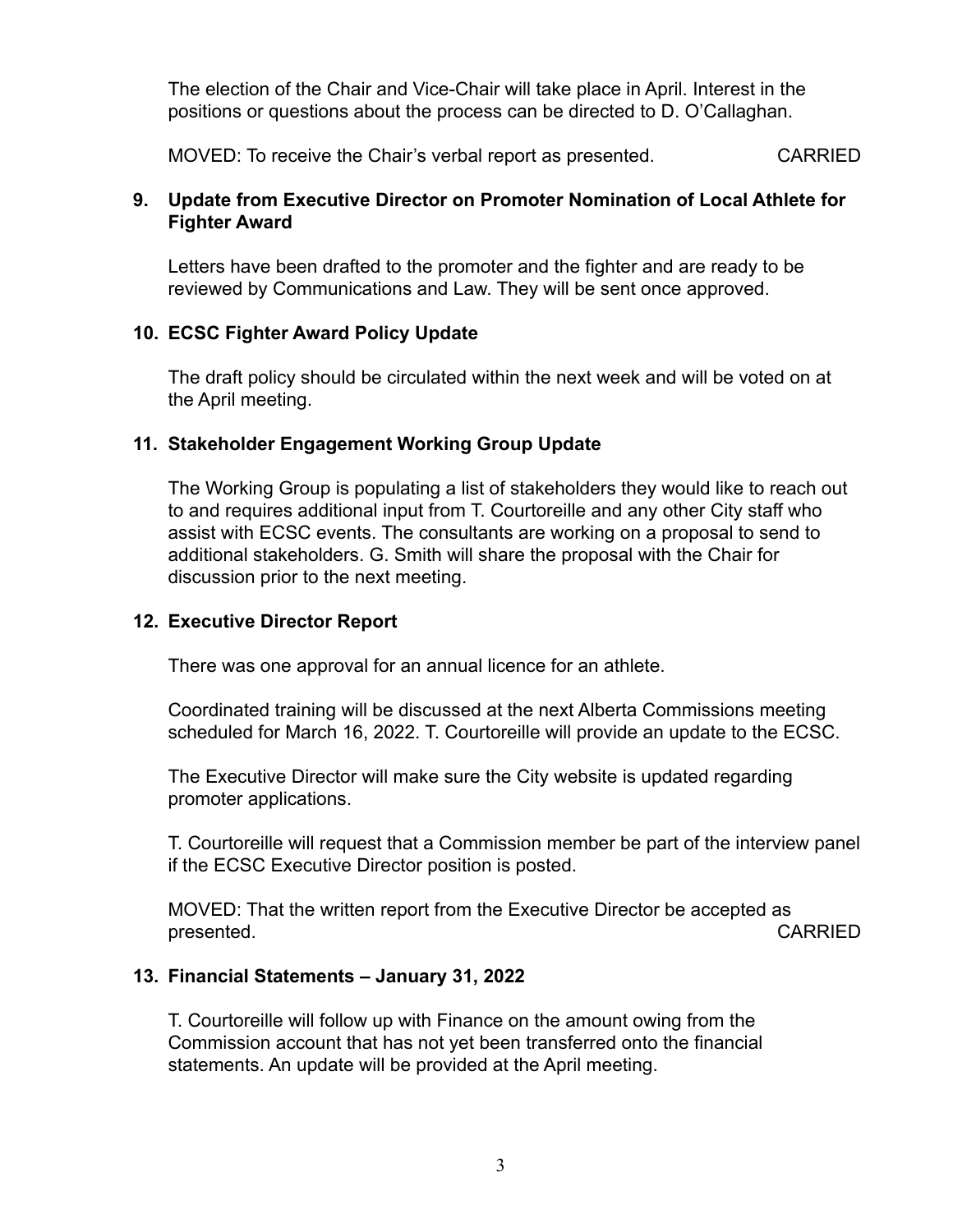The election of the Chair and Vice-Chair will take place in April. Interest in the positions or questions about the process can be directed to D. O'Callaghan.

MOVED: To receive the Chair's verbal report as presented. CARRIED

## 9. Update from Executive Director on Promoter Nomination of Local Athlete for Fighter Award

Letters have been drafted to the promoter and the fighter and are ready to be reviewed by Communications and Law. They will be sent once approved.

## 10. ECSC Fighter Award Policy Update

The draft policy should be circulated within the next week and will be voted on at the April meeting.

## 11. Stakeholder Engagement Working Group Update

The Working Group is populating a list of stakeholders they would like to reach out to and requires additional input from T. Courtoreille and any other City staff who assist with ECSC events. The consultants are working on a proposal to send to additional stakeholders. G. Smith will share the proposal with the Chair for discussion prior to the next meeting.

## 12. Executive Director Report

There was one approval for an annual licence for an athlete.

Coordinated training will be discussed at the next Alberta Commissions meeting scheduled for March 16, 2022. T. Courtoreille will provide an update to the ECSC.

The Executive Director will make sure the City website is updated regarding promoter applications.

T. Courtoreille will request that a Commission member be part of the interview panel if the ECSC Executive Director position is posted.

MOVED: That the written report from the Executive Director be accepted as presented. CARRIED

## 13. Financial Statements – January 31, 2022

T. Courtoreille will follow up with Finance on the amount owing from the Commission account that has not yet been transferred onto the financial statements. An update will be provided at the April meeting.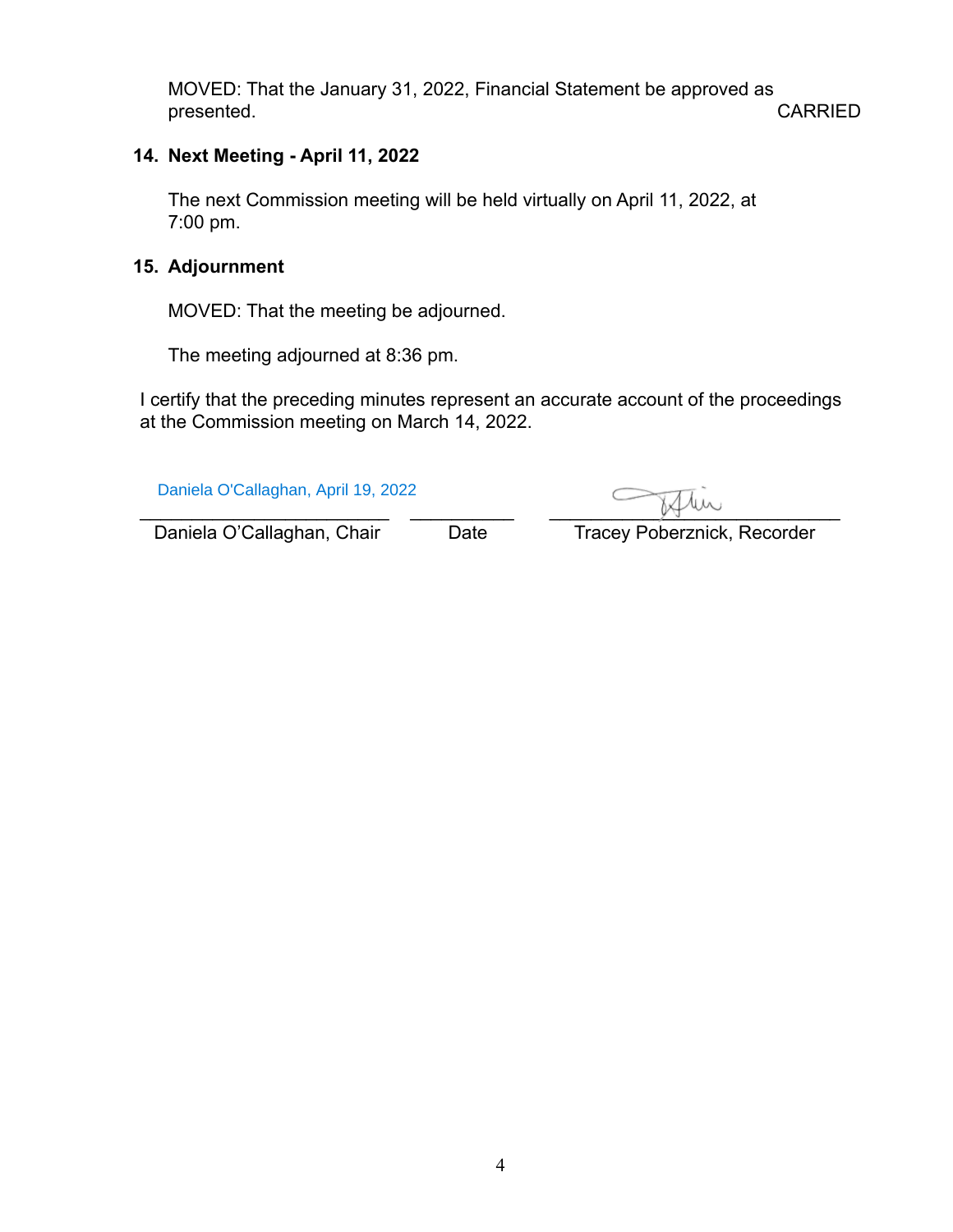MOVED: That the January 31, 2022, Financial Statement be approved as presented. CARRIED

## 14. Next Meeting - April 11, 2022

The next Commission meeting will be held virtually on April 11, 2022, at 7:00 pm.

## 15. Adjournment

MOVED: That the meeting be adjourned.

The meeting adjourned at 8:36 pm.

I certify that the preceding minutes represent an accurate account of the proceedings at the Commission meeting on March 14, 2022.

Daniela O'Callaghan, April 19, 2022

| | | |
|---|---|---|
| Daniela O'Callaghan, Chair | Date | Tracey Poberznick, Recorder |